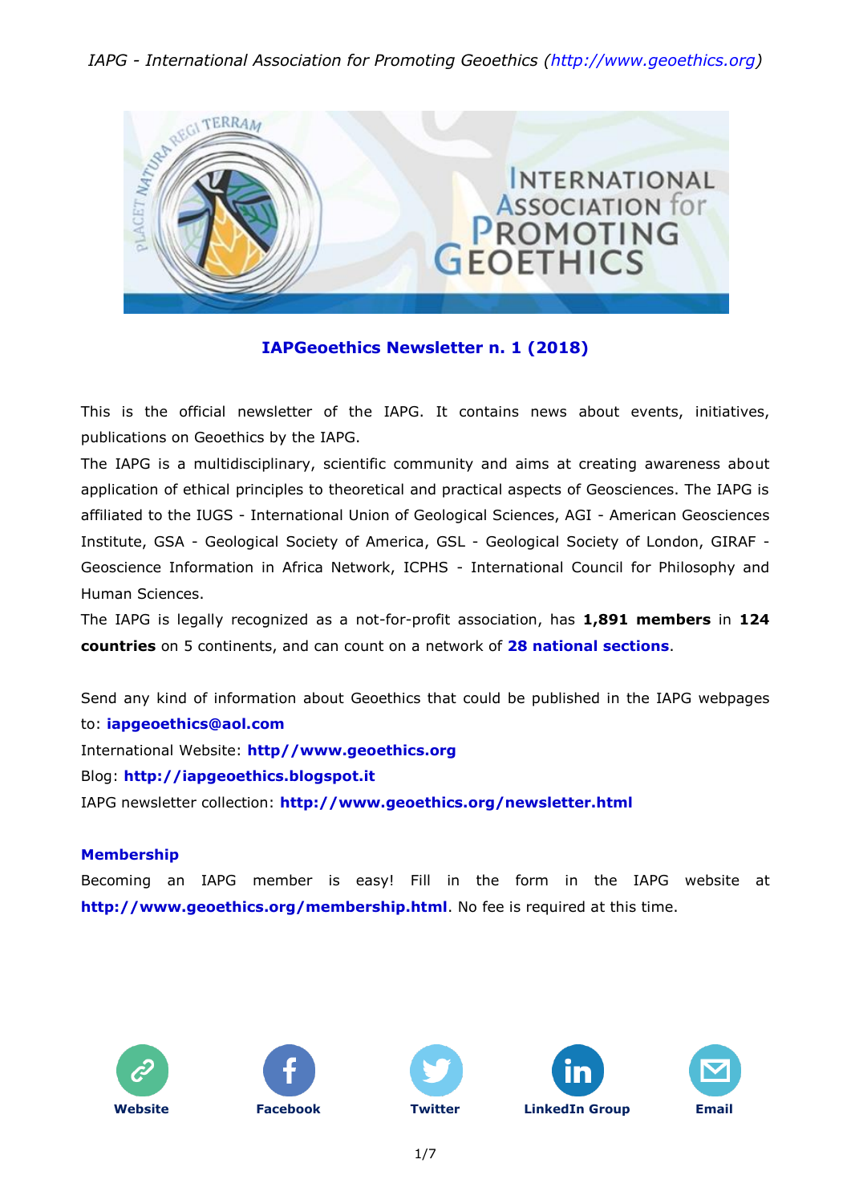# IAPGeoethics Newsletter n. 1 (2018)

This is the official newsletter of the IAPG. It contains news about events, initiatives, publications on Geoethics by the IAPG.

The IAPG is a multidisciplinary, scientific community and aims at creating awareness about application of ethical principles to theoretical and practical aspects of Geosciences. The IAPG is affiliated to the IUGS - International Union of Geological Sciences, AGI - American Geosciences Institute, GSA - Geological Society of America, GSL - Geological Society of London, GIRAF - Geoscience Information in Africa Network, ICPHS - International Council for Philosophy and Human Sciences.

The IAPG is legally recognized as a not-for-profit association, has **1,891 members** in **124 countries** on 5 continents, and can count on a network of **28 national sections**.

Send any kind of information about Geoethics that could be published in the IAPG webpages to: **iapgeoethics@aol.com**

International Website: **http//www.geoethics.org**

Blog: **http://iapgeoethics.blogspot.it**

IAPG newsletter collection: **http://www.geoethics.org/newsletter.html**

## Membership

Becoming an IAPG member is easy! Fill in the form in the IAPG website at **http://www.geoethics.org/membership.html**. No fee is required at this time.

Website | Facebook | Twitter | LinkedIn Group | Email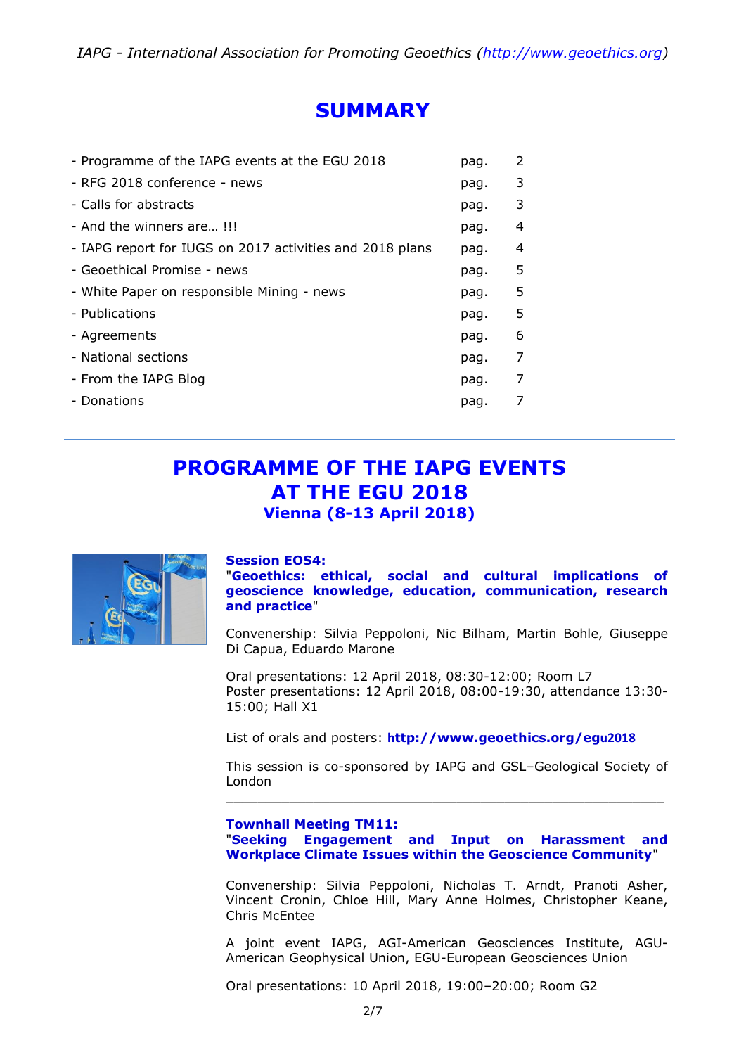# SUMMARY

| | | |
|---|---|---|
| - Programme of the IAPG events at the EGU 2018 | pag. | 2 |
| - RFG 2018 conference - news | pag. | 3 |
| - Calls for abstracts | pag. | 3 |
| - And the winners are… !!! | pag. | 4 |
| - IAPG report for IUGS on 2017 activities and 2018 plans | pag. | 4 |
| - Geoethical Promise - news | pag. | 5 |
| - White Paper on responsible Mining - news | pag. | 5 |
| - Publications | pag. | 5 |
| - Agreements | pag. | 6 |
| - National sections | pag. | 7 |
| - From the IAPG Blog | pag. | 7 |
| - Donations | pag. | 7 |

---

# PROGRAMME OF THE IAPG EVENTS AT THE EGU 2018

## Vienna (8-13 April 2018)

### Session EOS4:

"**Geoethics: ethical, social and cultural implications of geoscience knowledge, education, communication, research and practice**"

Convenership: Silvia Peppoloni, Nic Bilham, Martin Bohle, Giuseppe Di Capua, Eduardo Marone

Oral presentations: 12 April 2018, 08:30-12:00; Room L7
Poster presentations: 12 April 2018, 08:00-19:30, attendance 13:30-15:00; Hall X1

List of orals and posters: **http://www.geoethics.org/egu2018**

This session is co-sponsored by IAPG and GSL–Geological Society of London

---

### Townhall Meeting TM11:

"**Seeking Engagement and Input on Harassment and Workplace Climate Issues within the Geoscience Community**"

Convenership: Silvia Peppoloni, Nicholas T. Arndt, Pranoti Asher, Vincent Cronin, Chloe Hill, Mary Anne Holmes, Christopher Keane, Chris McEntee

A joint event IAPG, AGI-American Geosciences Institute, AGU-American Geophysical Union, EGU-European Geosciences Union

Oral presentations: 10 April 2018, 19:00–20:00; Room G2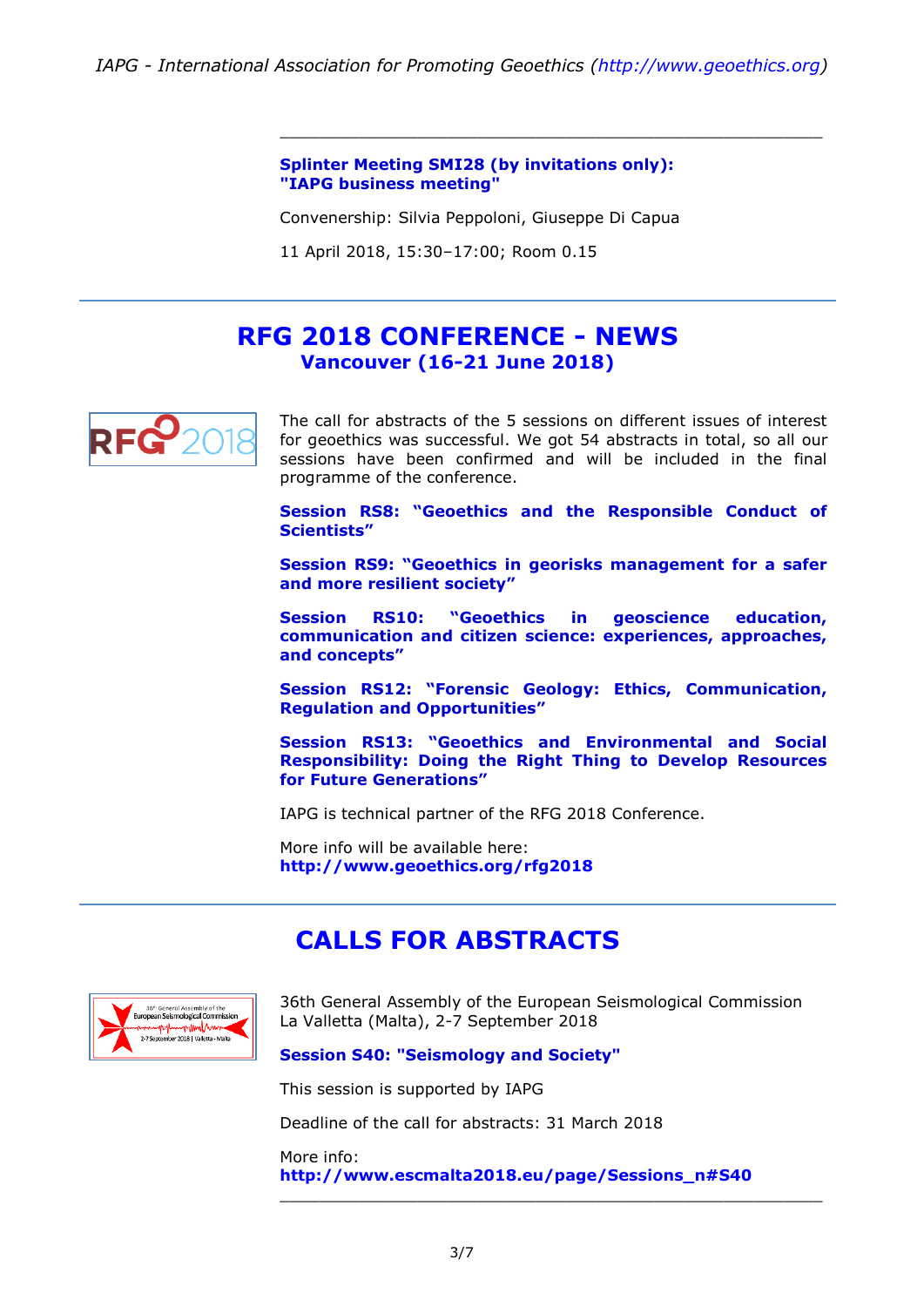**Splinter Meeting SMI28 (by invitations only): "IAPG business meeting"**

Convenership: Silvia Peppoloni, Giuseppe Di Capua

11 April 2018, 15:30–17:00; Room 0.15

---

## RFG 2018 CONFERENCE - NEWS

### Vancouver (16-21 June 2018)

The call for abstracts of the 5 sessions on different issues of interest for geoethics was successful. We got 54 abstracts in total, so all our sessions have been confirmed and will be included in the final programme of the conference.

**Session RS8: "Geoethics and the Responsible Conduct of Scientists"**

**Session RS9: "Geoethics in georisks management for a safer and more resilient society"**

**Session RS10: "Geoethics in geoscience education, communication and citizen science: experiences, approaches, and concepts"**

**Session RS12: "Forensic Geology: Ethics, Communication, Regulation and Opportunities"**

**Session RS13: "Geoethics and Environmental and Social Responsibility: Doing the Right Thing to Develop Resources for Future Generations"**

IAPG is technical partner of the RFG 2018 Conference.

More info will be available here:
**http://www.geoethics.org/rfg2018**

---

## CALLS FOR ABSTRACTS

36th General Assembly of the European Seismological Commission
La Valletta (Malta), 2-7 September 2018

**Session S40: "Seismology and Society"**

This session is supported by IAPG

Deadline of the call for abstracts: 31 March 2018

More info:
**http://www.escmalta2018.eu/page/Sessions_n#S40**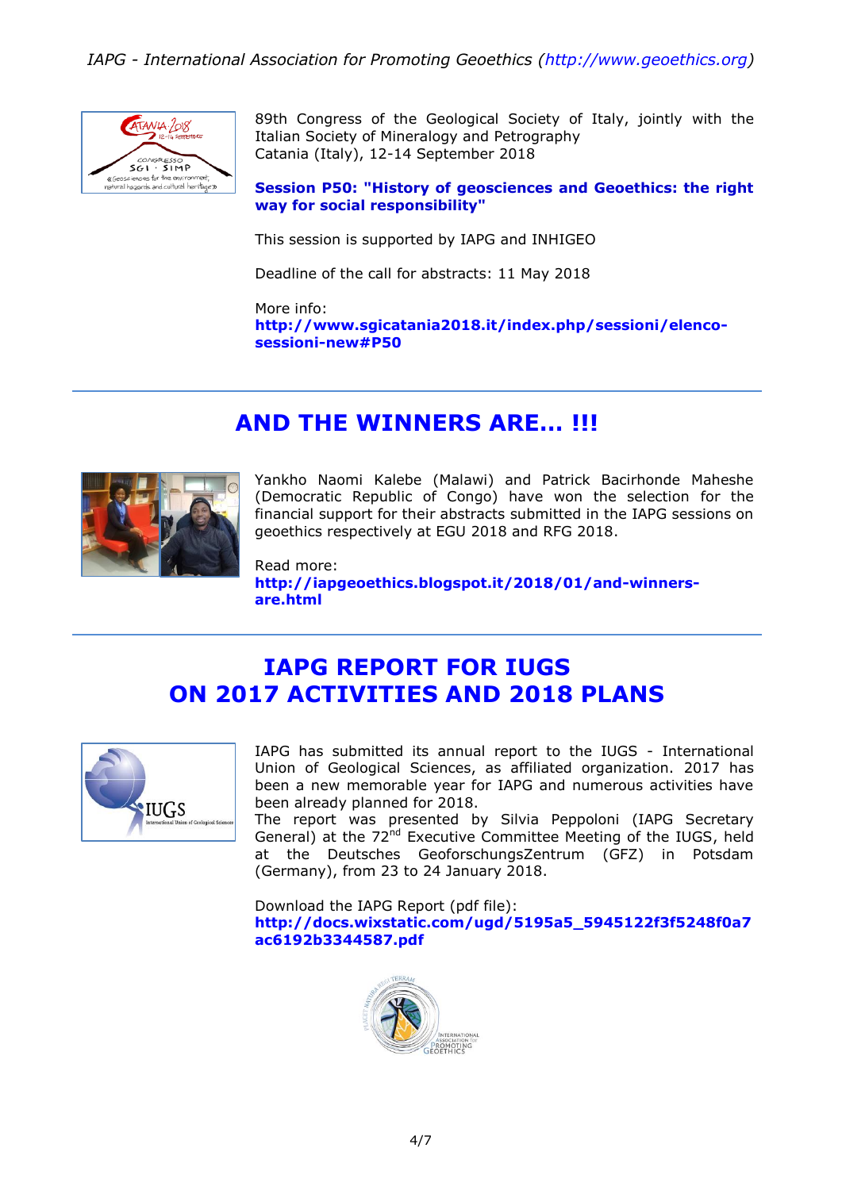89th Congress of the Geological Society of Italy, jointly with the Italian Society of Mineralogy and Petrography
Catania (Italy), 12-14 September 2018

**Session P50: "History of geosciences and Geoethics: the right way for social responsibility"**

This session is supported by IAPG and INHIGEO

Deadline of the call for abstracts: 11 May 2018

More info:
**http://www.sgicatania2018.it/index.php/sessioni/elenco-sessioni-new#P50**

## AND THE WINNERS ARE... !!!

Yankho Naomi Kalebe (Malawi) and Patrick Bacirhonde Maheshe (Democratic Republic of Congo) have won the selection for the financial support for their abstracts submitted in the IAPG sessions on geoethics respectively at EGU 2018 and RFG 2018.

Read more:
**http://iapgeoethics.blogspot.it/2018/01/and-winners-are.html**

## IAPG REPORT FOR IUGS ON 2017 ACTIVITIES AND 2018 PLANS

IAPG has submitted its annual report to the IUGS - International Union of Geological Sciences, as affiliated organization. 2017 has been a new memorable year for IAPG and numerous activities have been already planned for 2018.
The report was presented by Silvia Peppoloni (IAPG Secretary General) at the 72$^{nd}$ Executive Committee Meeting of the IUGS, held at the Deutsches GeoforschungsZentrum (GFZ) in Potsdam (Germany), from 23 to 24 January 2018.

Download the IAPG Report (pdf file):
**http://docs.wixstatic.com/ugd/5195a5_5945122f3f5248f0a7ac6192b3344587.pdf**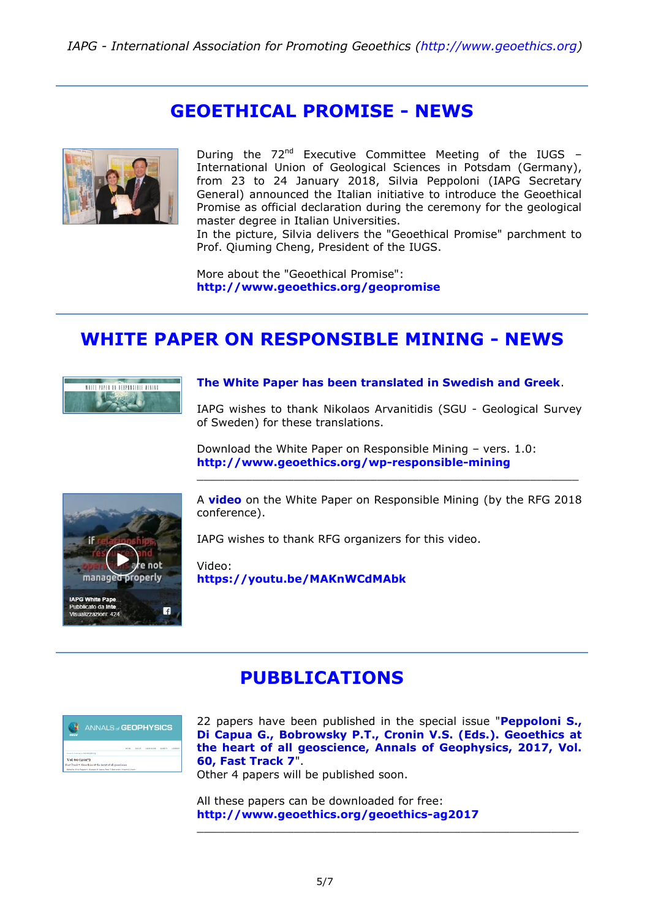## GEOETHICAL PROMISE - NEWS

During the 72nd Executive Committee Meeting of the IUGS – International Union of Geological Sciences in Potsdam (Germany), from 23 to 24 January 2018, Silvia Peppoloni (IAPG Secretary General) announced the Italian initiative to introduce the Geoethical Promise as official declaration during the ceremony for the geological master degree in Italian Universities.
In the picture, Silvia delivers the "Geoethical Promise" parchment to Prof. Qiuming Cheng, President of the IUGS.

More about the "Geoethical Promise":
**http://www.geoethics.org/geopromise**

## WHITE PAPER ON RESPONSIBLE MINING - NEWS

**The White Paper has been translated in Swedish and Greek**.

IAPG wishes to thank Nikolaos Arvanitidis (SGU - Geological Survey of Sweden) for these translations.

Download the White Paper on Responsible Mining – vers. 1.0:
**http://www.geoethics.org/wp-responsible-mining**

---

A **video** on the White Paper on Responsible Mining (by the RFG 2018 conference).

IAPG wishes to thank RFG organizers for this video.

Video:
**https://youtu.be/MAKnWCdMAbk**

## PUBBLICATIONS

22 papers have been published in the special issue "**Peppoloni S., Di Capua G., Bobrowsky P.T., Cronin V.S. (Eds.). Geoethics at the heart of all geoscience, Annals of Geophysics, 2017, Vol. 60, Fast Track 7**".
Other 4 papers will be published soon.

All these papers can be downloaded for free:
**http://www.geoethics.org/geoethics-ag2017**

---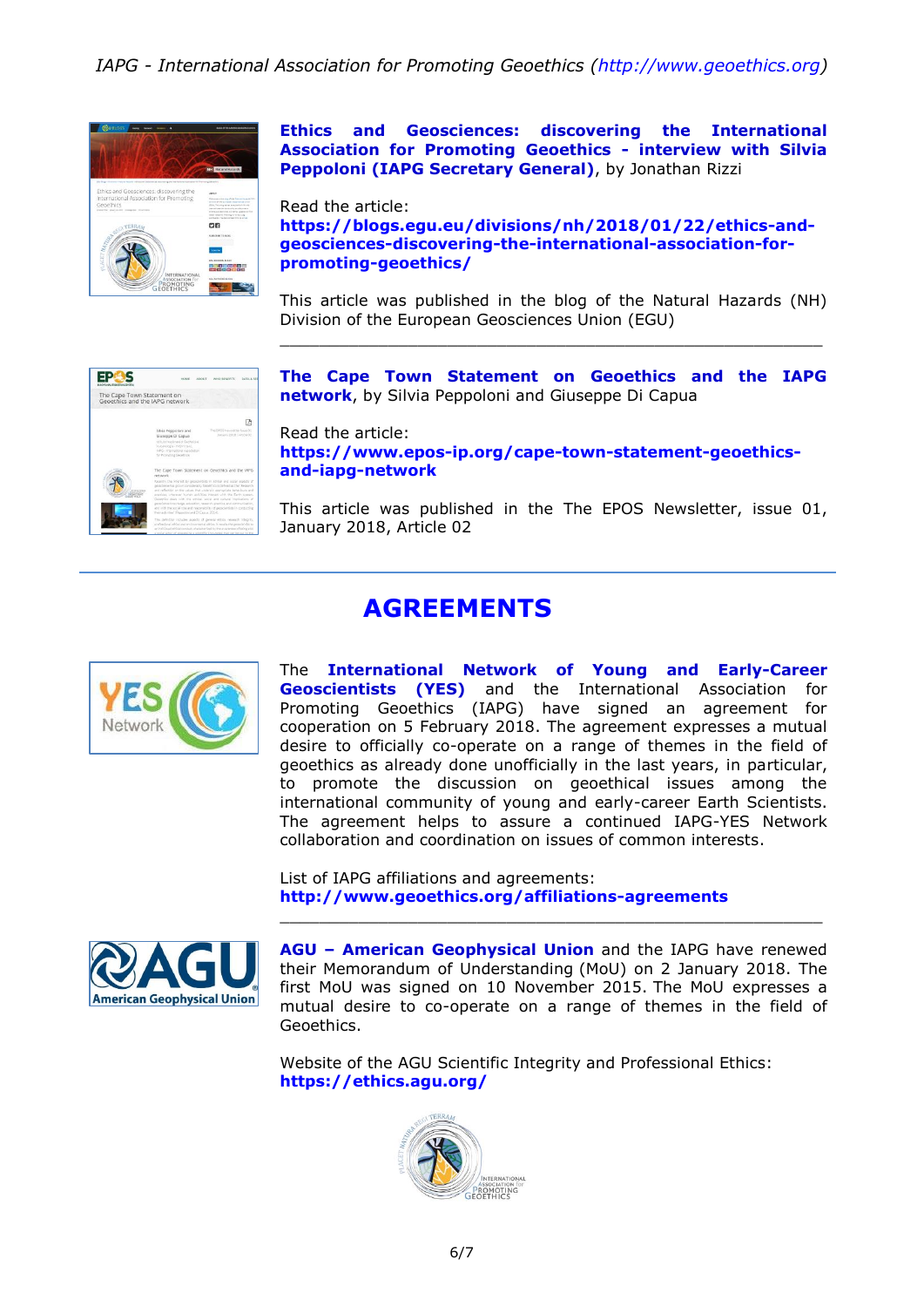**Ethics and Geosciences: discovering the International Association for Promoting Geoethics - interview with Silvia Peppoloni (IAPG Secretary General)**, by Jonathan Rizzi

Read the article:
**https://blogs.egu.eu/divisions/nh/2018/01/22/ethics-and-geosciences-discovering-the-international-association-for-promoting-geoethics/**

This article was published in the blog of the Natural Hazards (NH) Division of the European Geosciences Union (EGU)

---

**The Cape Town Statement on Geoethics and the IAPG network**, by Silvia Peppoloni and Giuseppe Di Capua

Read the article:
**https://www.epos-ip.org/cape-town-statement-geoethics-and-iapg-network**

This article was published in the The EPOS Newsletter, issue 01, January 2018, Article 02

---

# AGREEMENTS

The **International Network of Young and Early-Career Geoscientists (YES)** and the International Association for Promoting Geoethics (IAPG) have signed an agreement for cooperation on 5 February 2018. The agreement expresses a mutual desire to officially co-operate on a range of themes in the field of geoethics as already done unofficially in the last years, in particular, to promote the discussion on geoethical issues among the international community of young and early-career Earth Scientists. The agreement helps to assure a continued IAPG-YES Network collaboration and coordination on issues of common interests.

List of IAPG affiliations and agreements:
**http://www.geoethics.org/affiliations-agreements**

---

**AGU – American Geophysical Union** and the IAPG have renewed their Memorandum of Understanding (MoU) on 2 January 2018. The first MoU was signed on 10 November 2015. The MoU expresses a mutual desire to co-operate on a range of themes in the field of Geoethics.

Website of the AGU Scientific Integrity and Professional Ethics:
**https://ethics.agu.org/**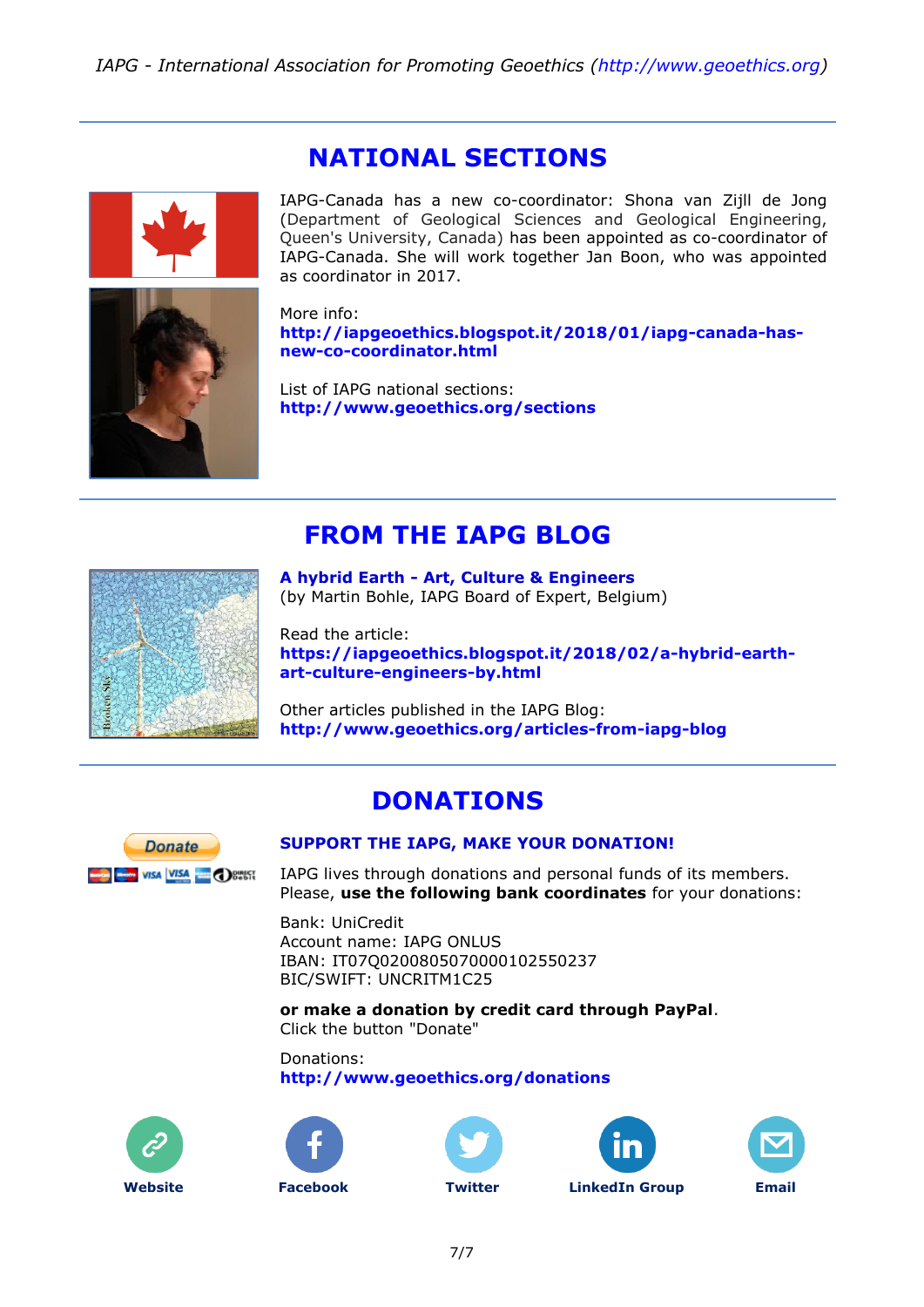## NATIONAL SECTIONS

IAPG-Canada has a new co-coordinator: Shona van Zijll de Jong (Department of Geological Sciences and Geological Engineering, Queen's University, Canada) has been appointed as co-coordinator of IAPG-Canada. She will work together Jan Boon, who was appointed as coordinator in 2017.

More info:
**http://iapgeoethics.blogspot.it/2018/01/iapg-canada-has-new-co-coordinator.html**

List of IAPG national sections:
**http://www.geoethics.org/sections**

## FROM THE IAPG BLOG

**A hybrid Earth - Art, Culture & Engineers**
(by Martin Bohle, IAPG Board of Expert, Belgium)

Read the article:
**https://iapgeoethics.blogspot.it/2018/02/a-hybrid-earth-art-culture-engineers-by.html**

Other articles published in the IAPG Blog:
**http://www.geoethics.org/articles-from-iapg-blog**

## DONATIONS

**SUPPORT THE IAPG, MAKE YOUR DONATION!**

IAPG lives through donations and personal funds of its members.
Please, **use the following bank coordinates** for your donations:

Bank: UniCredit
Account name: IAPG ONLUS
IBAN: IT07Q0200805070000102550237
BIC/SWIFT: UNCRITM1C25

**or make a donation by credit card through PayPal**.
Click the button "Donate"

Donations:
**http://www.geoethics.org/donations**

**Website** **Facebook** **Twitter** **LinkedIn Group** **Email**